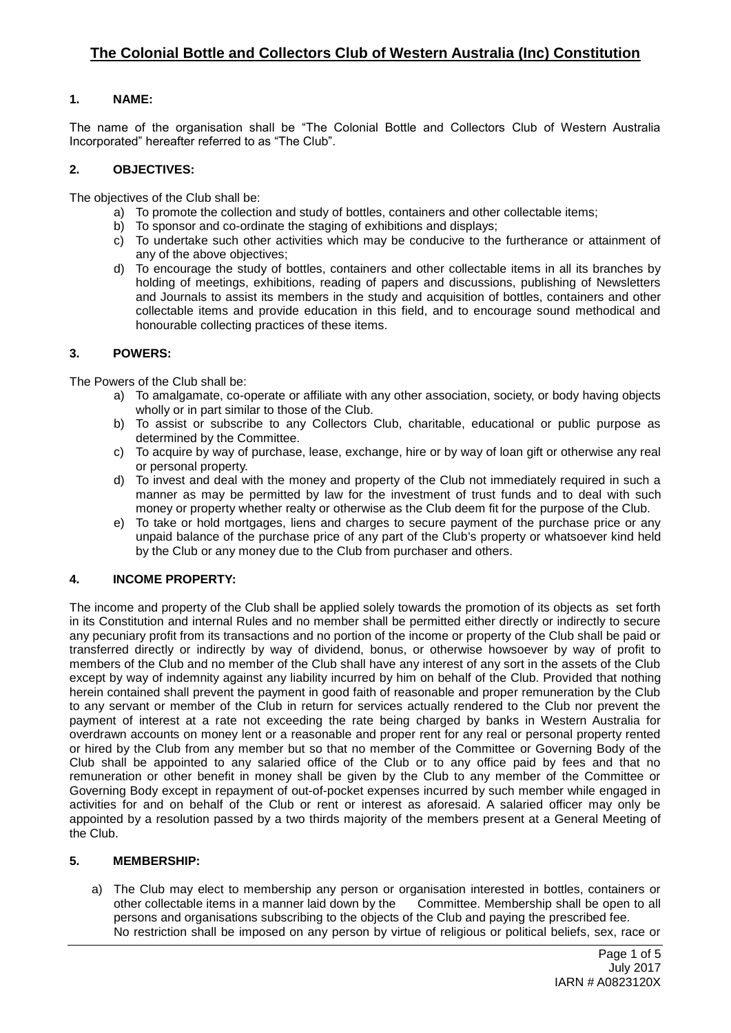# The Colonial Bottle and Collectors Club of Western Australia (Inc) Constitution

## 1. NAME:

The name of the organisation shall be "The Colonial Bottle and Collectors Club of Western Australia Incorporated" hereafter referred to as "The Club".

## 2. OBJECTIVES:

The objectives of the Club shall be:

a) To promote the collection and study of bottles, containers and other collectable items;
b) To sponsor and co-ordinate the staging of exhibitions and displays;
c) To undertake such other activities which may be conducive to the furtherance or attainment of any of the above objectives;
d) To encourage the study of bottles, containers and other collectable items in all its branches by holding of meetings, exhibitions, reading of papers and discussions, publishing of Newsletters and Journals to assist its members in the study and acquisition of bottles, containers and other collectable items and provide education in this field, and to encourage sound methodical and honourable collecting practices of these items.

## 3. POWERS:

The Powers of the Club shall be:

a) To amalgamate, co-operate or affiliate with any other association, society, or body having objects wholly or in part similar to those of the Club.
b) To assist or subscribe to any Collectors Club, charitable, educational or public purpose as determined by the Committee.
c) To acquire by way of purchase, lease, exchange, hire or by way of loan gift or otherwise any real or personal property.
d) To invest and deal with the money and property of the Club not immediately required in such a manner as may be permitted by law for the investment of trust funds and to deal with such money or property whether realty or otherwise as the Club deem fit for the purpose of the Club.
e) To take or hold mortgages, liens and charges to secure payment of the purchase price or any unpaid balance of the purchase price of any part of the Club's property or whatsoever kind held by the Club or any money due to the Club from purchaser and others.

## 4. INCOME PROPERTY:

The income and property of the Club shall be applied solely towards the promotion of its objects as set forth in its Constitution and internal Rules and no member shall be permitted either directly or indirectly to secure any pecuniary profit from its transactions and no portion of the income or property of the Club shall be paid or transferred directly or indirectly by way of dividend, bonus, or otherwise howsoever by way of profit to members of the Club and no member of the Club shall have any interest of any sort in the assets of the Club except by way of indemnity against any liability incurred by him on behalf of the Club. Provided that nothing herein contained shall prevent the payment in good faith of reasonable and proper remuneration by the Club to any servant or member of the Club in return for services actually rendered to the Club nor prevent the payment of interest at a rate not exceeding the rate being charged by banks in Western Australia for overdrawn accounts on money lent or a reasonable and proper rent for any real or personal property rented or hired by the Club from any member but so that no member of the Committee or Governing Body of the Club shall be appointed to any salaried office of the Club or to any office paid by fees and that no remuneration or other benefit in money shall be given by the Club to any member of the Committee or Governing Body except in repayment of out-of-pocket expenses incurred by such member while engaged in activities for and on behalf of the Club or rent or interest as aforesaid. A salaried officer may only be appointed by a resolution passed by a two thirds majority of the members present at a General Meeting of the Club.

## 5. MEMBERSHIP:

a) The Club may elect to membership any person or organisation interested in bottles, containers or other collectable items in a manner laid down by the Committee. Membership shall be open to all persons and organisations subscribing to the objects of the Club and paying the prescribed fee.
No restriction shall be imposed on any person by virtue of religious or political beliefs, sex, race or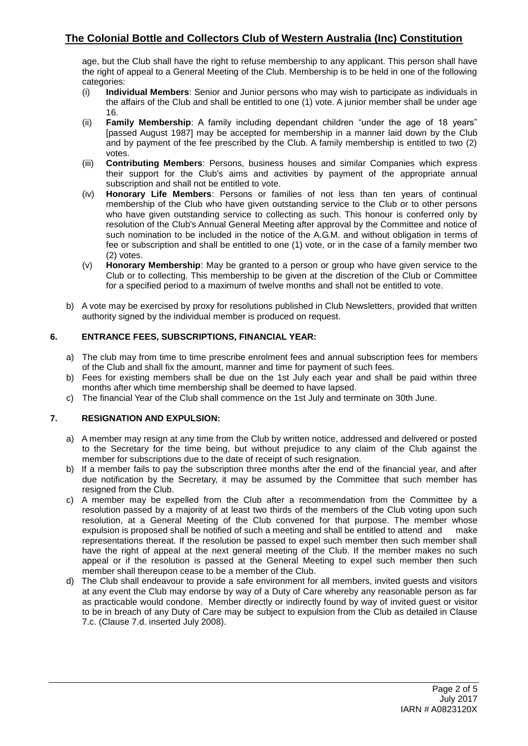age, but the Club shall have the right to refuse membership to any applicant. This person shall have the right of appeal to a General Meeting of the Club. Membership is to be held in one of the following categories:

(i) **Individual Members**: Senior and Junior persons who may wish to participate as individuals in the affairs of the Club and shall be entitled to one (1) vote. A junior member shall be under age 16.

(ii) **Family Membership**: A family including dependant children "under the age of 18 years" [passed August 1987] may be accepted for membership in a manner laid down by the Club and by payment of the fee prescribed by the Club. A family membership is entitled to two (2) votes.

(iii) **Contributing Members**: Persons, business houses and similar Companies which express their support for the Club's aims and activities by payment of the appropriate annual subscription and shall not be entitled to vote.

(iv) **Honorary Life Members**: Persons or families of not less than ten years of continual membership of the Club who have given outstanding service to the Club or to other persons who have given outstanding service to collecting as such. This honour is conferred only by resolution of the Club's Annual General Meeting after approval by the Committee and notice of such nomination to be included in the notice of the A.G.M. and without obligation in terms of fee or subscription and shall be entitled to one (1) vote, or in the case of a family member two (2) votes.

(v) **Honorary Membership**: May be granted to a person or group who have given service to the Club or to collecting. This membership to be given at the discretion of the Club or Committee for a specified period to a maximum of twelve months and shall not be entitled to vote.

b) A vote may be exercised by proxy for resolutions published in Club Newsletters, provided that written authority signed by the individual member is produced on request.

## 6. ENTRANCE FEES, SUBSCRIPTIONS, FINANCIAL YEAR:

a) The club may from time to time prescribe enrolment fees and annual subscription fees for members of the Club and shall fix the amount, manner and time for payment of such fees.

b) Fees for existing members shall be due on the 1st July each year and shall be paid within three months after which time membership shall be deemed to have lapsed.

c) The financial Year of the Club shall commence on the 1st July and terminate on 30th June.

## 7. RESIGNATION AND EXPULSION:

a) A member may resign at any time from the Club by written notice, addressed and delivered or posted to the Secretary for the time being, but without prejudice to any claim of the Club against the member for subscriptions due to the date of receipt of such resignation.

b) If a member fails to pay the subscription three months after the end of the financial year, and after due notification by the Secretary, it may be assumed by the Committee that such member has resigned from the Club.

c) A member may be expelled from the Club after a recommendation from the Committee by a resolution passed by a majority of at least two thirds of the members of the Club voting upon such resolution, at a General Meeting of the Club convened for that purpose. The member whose expulsion is proposed shall be notified of such a meeting and shall be entitled to attend and make representations thereat. If the resolution be passed to expel such member then such member shall have the right of appeal at the next general meeting of the Club. If the member makes no such appeal or if the resolution is passed at the General Meeting to expel such member then such member shall thereupon cease to be a member of the Club.

d) The Club shall endeavour to provide a safe environment for all members, invited guests and visitors at any event the Club may endorse by way of a Duty of Care whereby any reasonable person as far as practicable would condone. Member directly or indirectly found by way of invited guest or visitor to be in breach of any Duty of Care may be subject to expulsion from the Club as detailed in Clause 7.c. (Clause 7.d. inserted July 2008).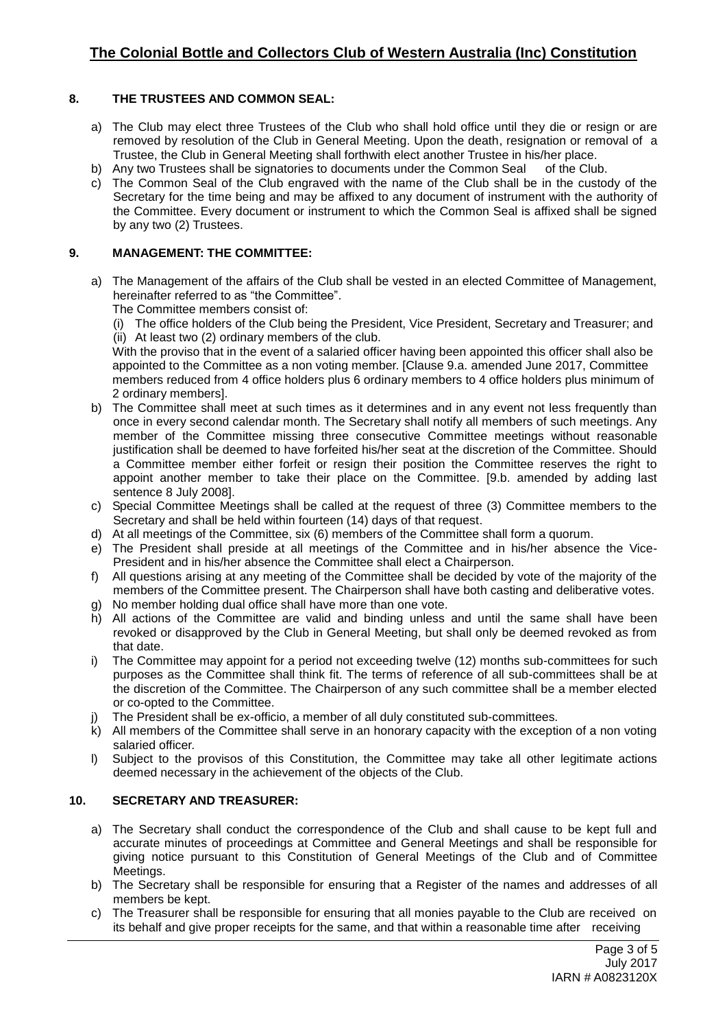## 8. THE TRUSTEES AND COMMON SEAL:

a) The Club may elect three Trustees of the Club who shall hold office until they die or resign or are removed by resolution of the Club in General Meeting. Upon the death, resignation or removal of a Trustee, the Club in General Meeting shall forthwith elect another Trustee in his/her place.

b) Any two Trustees shall be signatories to documents under the Common Seal of the Club.

c) The Common Seal of the Club engraved with the name of the Club shall be in the custody of the Secretary for the time being and may be affixed to any document of instrument with the authority of the Committee. Every document or instrument to which the Common Seal is affixed shall be signed by any two (2) Trustees.

## 9. MANAGEMENT: THE COMMITTEE:

a) The Management of the affairs of the Club shall be vested in an elected Committee of Management, hereinafter referred to as "the Committee".
The Committee members consist of:
(i) The office holders of the Club being the President, Vice President, Secretary and Treasurer; and
(ii) At least two (2) ordinary members of the club.
With the proviso that in the event of a salaried officer having been appointed this officer shall also be appointed to the Committee as a non voting member. [Clause 9.a. amended June 2017, Committee members reduced from 4 office holders plus 6 ordinary members to 4 office holders plus minimum of 2 ordinary members].

b) The Committee shall meet at such times as it determines and in any event not less frequently than once in every second calendar month. The Secretary shall notify all members of such meetings. Any member of the Committee missing three consecutive Committee meetings without reasonable justification shall be deemed to have forfeited his/her seat at the discretion of the Committee. Should a Committee member either forfeit or resign their position the Committee reserves the right to appoint another member to take their place on the Committee. [9.b. amended by adding last sentence 8 July 2008].

c) Special Committee Meetings shall be called at the request of three (3) Committee members to the Secretary and shall be held within fourteen (14) days of that request.

d) At all meetings of the Committee, six (6) members of the Committee shall form a quorum.

e) The President shall preside at all meetings of the Committee and in his/her absence the Vice-President and in his/her absence the Committee shall elect a Chairperson.

f) All questions arising at any meeting of the Committee shall be decided by vote of the majority of the members of the Committee present. The Chairperson shall have both casting and deliberative votes.

g) No member holding dual office shall have more than one vote.

h) All actions of the Committee are valid and binding unless and until the same shall have been revoked or disapproved by the Club in General Meeting, but shall only be deemed revoked as from that date.

i) The Committee may appoint for a period not exceeding twelve (12) months sub-committees for such purposes as the Committee shall think fit. The terms of reference of all sub-committees shall be at the discretion of the Committee. The Chairperson of any such committee shall be a member elected or co-opted to the Committee.

j) The President shall be ex-officio, a member of all duly constituted sub-committees.

k) All members of the Committee shall serve in an honorary capacity with the exception of a non voting salaried officer.

l) Subject to the provisos of this Constitution, the Committee may take all other legitimate actions deemed necessary in the achievement of the objects of the Club.

## 10. SECRETARY AND TREASURER:

a) The Secretary shall conduct the correspondence of the Club and shall cause to be kept full and accurate minutes of proceedings at Committee and General Meetings and shall be responsible for giving notice pursuant to this Constitution of General Meetings of the Club and of Committee Meetings.

b) The Secretary shall be responsible for ensuring that a Register of the names and addresses of all members be kept.

c) The Treasurer shall be responsible for ensuring that all monies payable to the Club are received on its behalf and give proper receipts for the same, and that within a reasonable time after receiving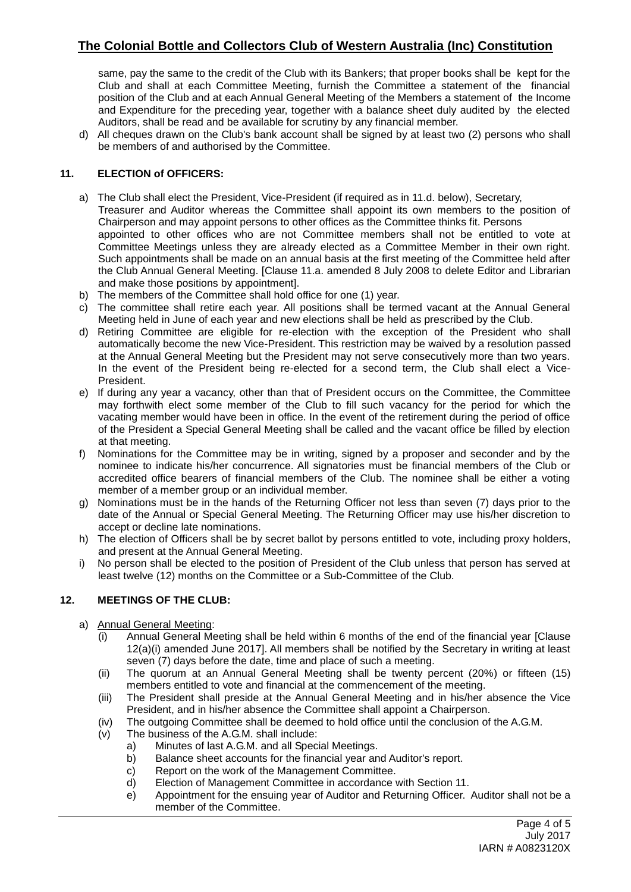same, pay the same to the credit of the Club with its Bankers; that proper books shall be kept for the Club and shall at each Committee Meeting, furnish the Committee a statement of the financial position of the Club and at each Annual General Meeting of the Members a statement of the Income and Expenditure for the preceding year, together with a balance sheet duly audited by the elected Auditors, shall be read and be available for scrutiny by any financial member.

d) All cheques drawn on the Club's bank account shall be signed by at least two (2) persons who shall be members of and authorised by the Committee.

## 11. ELECTION of OFFICERS:

a) The Club shall elect the President, Vice-President (if required as in 11.d. below), Secretary, Treasurer and Auditor whereas the Committee shall appoint its own members to the position of Chairperson and may appoint persons to other offices as the Committee thinks fit. Persons appointed to other offices who are not Committee members shall not be entitled to vote at Committee Meetings unless they are already elected as a Committee Member in their own right. Such appointments shall be made on an annual basis at the first meeting of the Committee held after the Club Annual General Meeting. [Clause 11.a. amended 8 July 2008 to delete Editor and Librarian and make those positions by appointment].

b) The members of the Committee shall hold office for one (1) year.

c) The committee shall retire each year. All positions shall be termed vacant at the Annual General Meeting held in June of each year and new elections shall be held as prescribed by the Club.

d) Retiring Committee are eligible for re-election with the exception of the President who shall automatically become the new Vice-President. This restriction may be waived by a resolution passed at the Annual General Meeting but the President may not serve consecutively more than two years. In the event of the President being re-elected for a second term, the Club shall elect a Vice-President.

e) If during any year a vacancy, other than that of President occurs on the Committee, the Committee may forthwith elect some member of the Club to fill such vacancy for the period for which the vacating member would have been in office. In the event of the retirement during the period of office of the President a Special General Meeting shall be called and the vacant office be filled by election at that meeting.

f) Nominations for the Committee may be in writing, signed by a proposer and seconder and by the nominee to indicate his/her concurrence. All signatories must be financial members of the Club or accredited office bearers of financial members of the Club. The nominee shall be either a voting member of a member group or an individual member.

g) Nominations must be in the hands of the Returning Officer not less than seven (7) days prior to the date of the Annual or Special General Meeting. The Returning Officer may use his/her discretion to accept or decline late nominations.

h) The election of Officers shall be by secret ballot by persons entitled to vote, including proxy holders, and present at the Annual General Meeting.

i) No person shall be elected to the position of President of the Club unless that person has served at least twelve (12) months on the Committee or a Sub-Committee of the Club.

## 12. MEETINGS OF THE CLUB:

a) Annual General Meeting:

   (i) Annual General Meeting shall be held within 6 months of the end of the financial year [Clause 12(a)(i) amended June 2017]. All members shall be notified by the Secretary in writing at least seven (7) days before the date, time and place of such a meeting.

   (ii) The quorum at an Annual General Meeting shall be twenty percent (20%) or fifteen (15) members entitled to vote and financial at the commencement of the meeting.

   (iii) The President shall preside at the Annual General Meeting and in his/her absence the Vice President, and in his/her absence the Committee shall appoint a Chairperson.

   (iv) The outgoing Committee shall be deemed to hold office until the conclusion of the A.G.M.

   (v) The business of the A.G.M. shall include:

      a) Minutes of last A.G.M. and all Special Meetings.

      b) Balance sheet accounts for the financial year and Auditor's report.

      c) Report on the work of the Management Committee.

      d) Election of Management Committee in accordance with Section 11.

      e) Appointment for the ensuing year of Auditor and Returning Officer. Auditor shall not be a member of the Committee.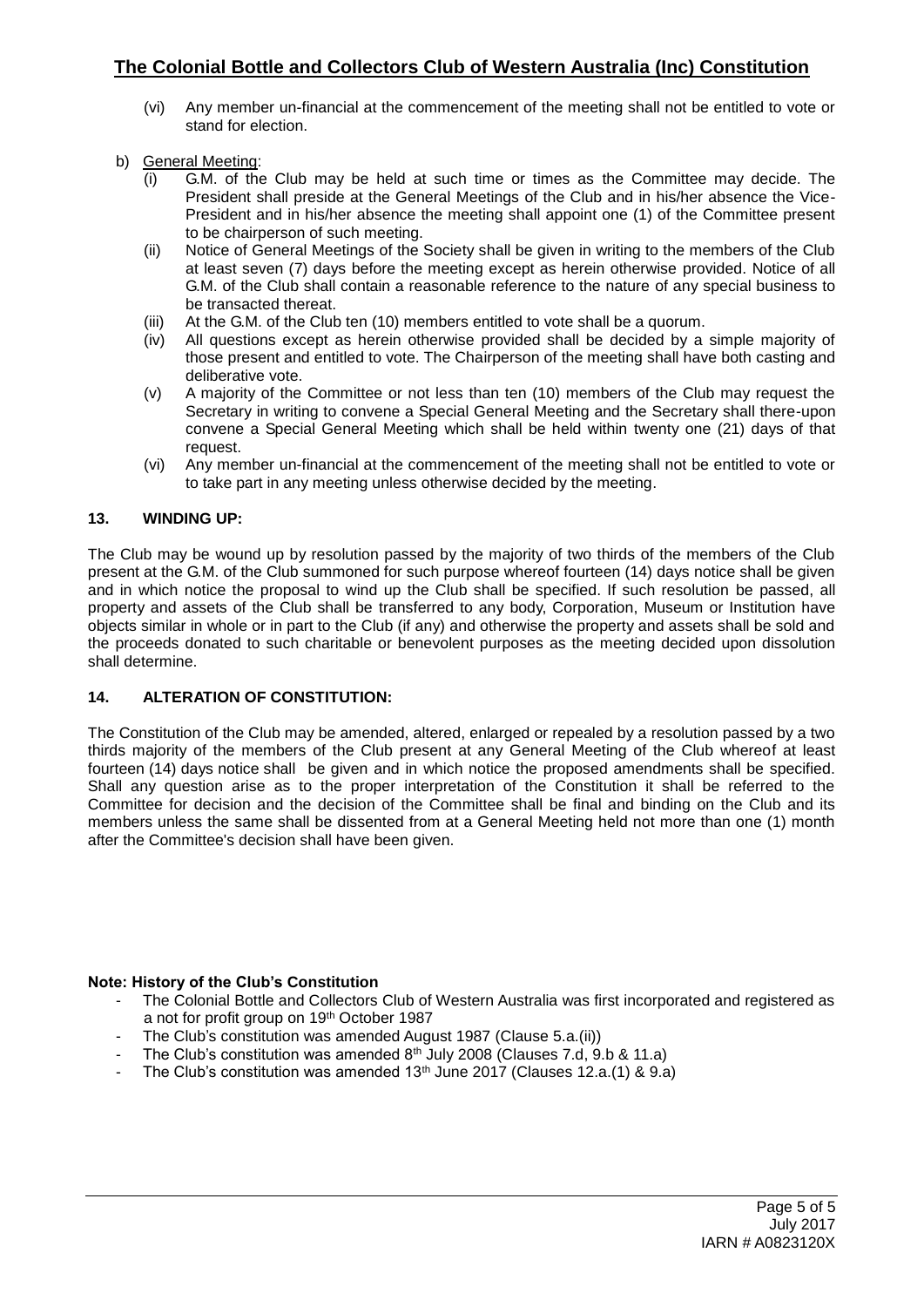(vi) Any member un-financial at the commencement of the meeting shall not be entitled to vote or stand for election.

b) General Meeting:

(i) G.M. of the Club may be held at such time or times as the Committee may decide. The President shall preside at the General Meetings of the Club and in his/her absence the Vice-President and in his/her absence the meeting shall appoint one (1) of the Committee present to be chairperson of such meeting.

(ii) Notice of General Meetings of the Society shall be given in writing to the members of the Club at least seven (7) days before the meeting except as herein otherwise provided. Notice of all G.M. of the Club shall contain a reasonable reference to the nature of any special business to be transacted thereat.

(iii) At the G.M. of the Club ten (10) members entitled to vote shall be a quorum.

(iv) All questions except as herein otherwise provided shall be decided by a simple majority of those present and entitled to vote. The Chairperson of the meeting shall have both casting and deliberative vote.

(v) A majority of the Committee or not less than ten (10) members of the Club may request the Secretary in writing to convene a Special General Meeting and the Secretary shall there-upon convene a Special General Meeting which shall be held within twenty one (21) days of that request.

(vi) Any member un-financial at the commencement of the meeting shall not be entitled to vote or to take part in any meeting unless otherwise decided by the meeting.

**13. WINDING UP:**

The Club may be wound up by resolution passed by the majority of two thirds of the members of the Club present at the G.M. of the Club summoned for such purpose whereof fourteen (14) days notice shall be given and in which notice the proposal to wind up the Club shall be specified. If such resolution be passed, all property and assets of the Club shall be transferred to any body, Corporation, Museum or Institution have objects similar in whole or in part to the Club (if any) and otherwise the property and assets shall be sold and the proceeds donated to such charitable or benevolent purposes as the meeting decided upon dissolution shall determine.

**14. ALTERATION OF CONSTITUTION:**

The Constitution of the Club may be amended, altered, enlarged or repealed by a resolution passed by a two thirds majority of the members of the Club present at any General Meeting of the Club whereof at least fourteen (14) days notice shall be given and in which notice the proposed amendments shall be specified. Shall any question arise as to the proper interpretation of the Constitution it shall be referred to the Committee for decision and the decision of the Committee shall be final and binding on the Club and its members unless the same shall be dissented from at a General Meeting held not more than one (1) month after the Committee's decision shall have been given.

**Note: History of the Club's Constitution**

- The Colonial Bottle and Collectors Club of Western Australia was first incorporated and registered as a not for profit group on 19th October 1987
- The Club's constitution was amended August 1987 (Clause 5.a.(ii))
- The Club's constitution was amended 8th July 2008 (Clauses 7.d, 9.b & 11.a)
- The Club's constitution was amended 13th June 2017 (Clauses 12.a.(1) & 9.a)

July 2017
IARN # A0823120X